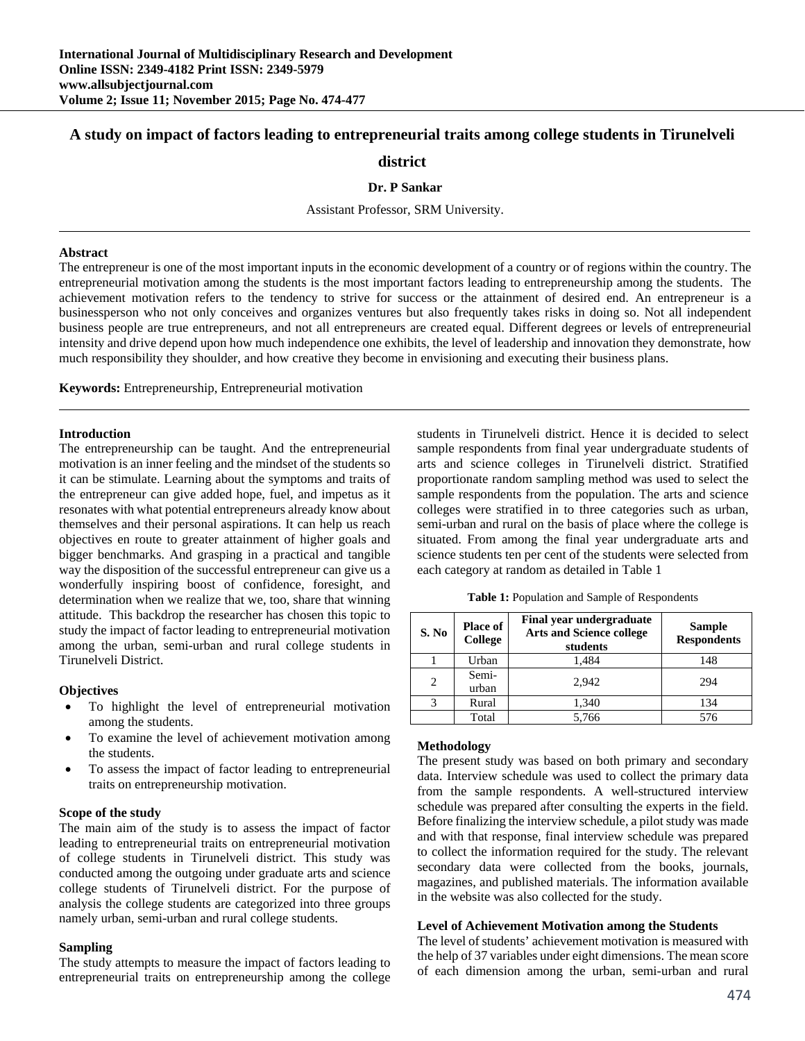# A study on impact of factors leading to entrepreneurial traits among college students in Tirunelveli district

**Dr. P Sankar**

Assistant Professor, SRM University.

## Abstract

The entrepreneur is one of the most important inputs in the economic development of a country or of regions within the country. The entrepreneurial motivation among the students is the most important factors leading to entrepreneurship among the students. The achievement motivation refers to the tendency to strive for success or the attainment of desired end. An entrepreneur is a businessperson who not only conceives and organizes ventures but also frequently takes risks in doing so. Not all independent business people are true entrepreneurs, and not all entrepreneurs are created equal. Different degrees or levels of entrepreneurial intensity and drive depend upon how much independence one exhibits, the level of leadership and innovation they demonstrate, how much responsibility they shoulder, and how creative they become in envisioning and executing their business plans.

**Keywords:** Entrepreneurship, Entrepreneurial motivation

## Introduction

The entrepreneurship can be taught. And the entrepreneurial motivation is an inner feeling and the mindset of the students so it can be stimulate. Learning about the symptoms and traits of the entrepreneur can give added hope, fuel, and impetus as it resonates with what potential entrepreneurs already know about themselves and their personal aspirations. It can help us reach objectives en route to greater attainment of higher goals and bigger benchmarks. And grasping in a practical and tangible way the disposition of the successful entrepreneur can give us a wonderfully inspiring boost of confidence, foresight, and determination when we realize that we, too, share that winning attitude. This backdrop the researcher has chosen this topic to study the impact of factor leading to entrepreneurial motivation among the urban, semi-urban and rural college students in Tirunelveli District.

## Objectives

- To highlight the level of entrepreneurial motivation among the students.
- To examine the level of achievement motivation among the students.
- To assess the impact of factor leading to entrepreneurial traits on entrepreneurship motivation.

## Scope of the study

The main aim of the study is to assess the impact of factor leading to entrepreneurial traits on entrepreneurial motivation of college students in Tirunelveli district. This study was conducted among the outgoing under graduate arts and science college students of Tirunelveli district. For the purpose of analysis the college students are categorized into three groups namely urban, semi-urban and rural college students.

## Sampling

The study attempts to measure the impact of factors leading to entrepreneurial traits on entrepreneurship among the college students in Tirunelveli district. Hence it is decided to select sample respondents from final year undergraduate students of arts and science colleges in Tirunelveli district. Stratified proportionate random sampling method was used to select the sample respondents from the population. The arts and science colleges were stratified in to three categories such as urban, semi-urban and rural on the basis of place where the college is situated. From among the final year undergraduate arts and science students ten per cent of the students were selected from each category at random as detailed in Table 1

**Table 1:** Population and Sample of Respondents

| S. No | Place of College | Final year undergraduate Arts and Science college students | Sample Respondents |
|---|---|---|---|
| 1 | Urban | 1,484 | 148 |
| 2 | Semi-urban | 2,942 | 294 |
| 3 | Rural | 1,340 | 134 |
| | Total | 5,766 | 576 |

## Methodology

The present study was based on both primary and secondary data. Interview schedule was used to collect the primary data from the sample respondents. A well-structured interview schedule was prepared after consulting the experts in the field. Before finalizing the interview schedule, a pilot study was made and with that response, final interview schedule was prepared to collect the information required for the study. The relevant secondary data were collected from the books, journals, magazines, and published materials. The information available in the website was also collected for the study.

## Level of Achievement Motivation among the Students

The level of students' achievement motivation is measured with the help of 37 variables under eight dimensions. The mean score of each dimension among the urban, semi-urban and rural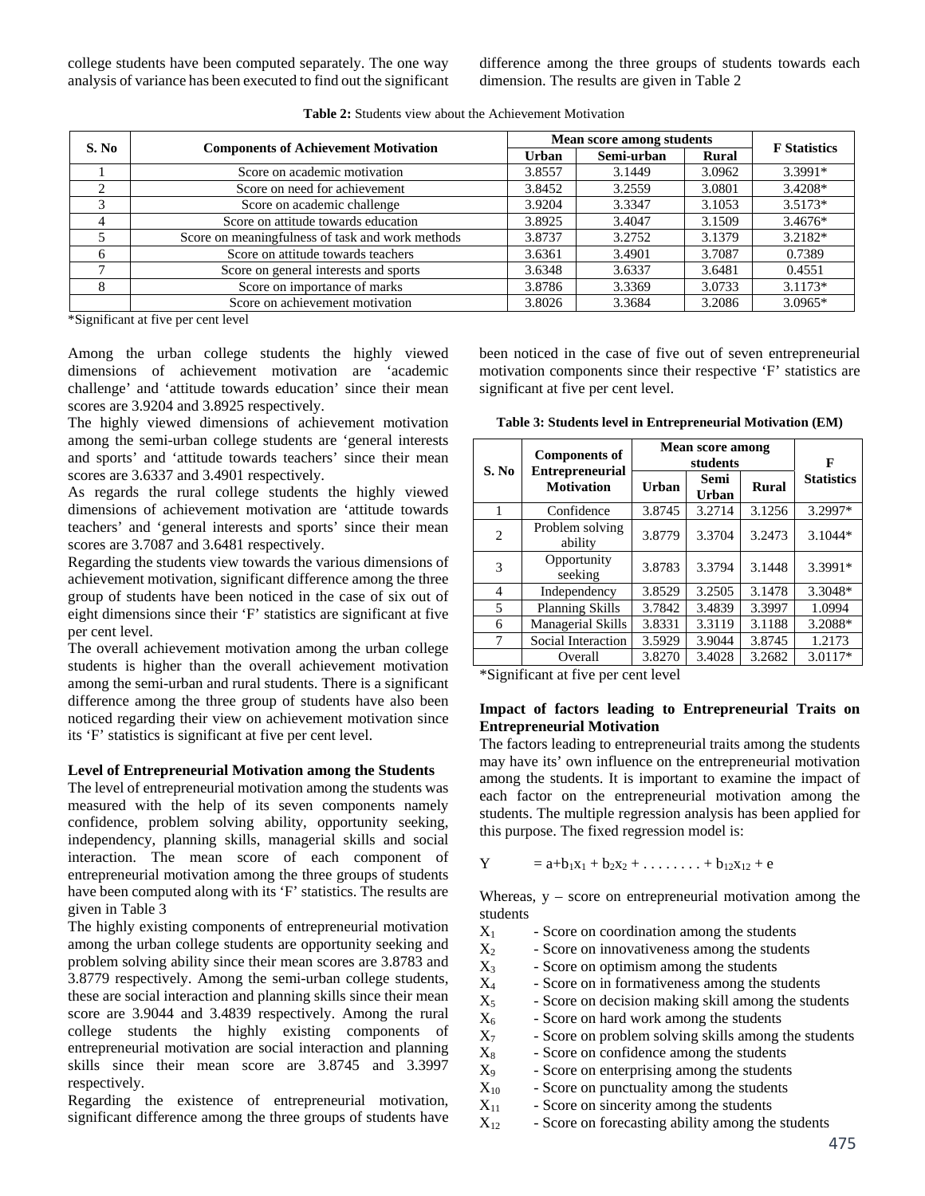college students have been computed separately. The one way analysis of variance has been executed to find out the significant difference among the three groups of students towards each dimension. The results are given in Table 2

**Table 2:** Students view about the Achievement Motivation

| S. No | Components of Achievement Motivation | Mean score among students | | | F Statistics |
|---|---|---|---|---|---|
| | | Urban | Semi-urban | Rural | |
| 1 | Score on academic motivation | 3.8557 | 3.1449 | 3.0962 | 3.3991* |
| 2 | Score on need for achievement | 3.8452 | 3.2559 | 3.0801 | 3.4208* |
| 3 | Score on academic challenge | 3.9204 | 3.3347 | 3.1053 | 3.5173* |
| 4 | Score on attitude towards education | 3.8925 | 3.4047 | 3.1509 | 3.4676* |
| 5 | Score on meaningfulness of task and work methods | 3.8737 | 3.2752 | 3.1379 | 3.2182* |
| 6 | Score on attitude towards teachers | 3.6361 | 3.4901 | 3.7087 | 0.7389 |
| 7 | Score on general interests and sports | 3.6348 | 3.6337 | 3.6481 | 0.4551 |
| 8 | Score on importance of marks | 3.8786 | 3.3369 | 3.0733 | 3.1173* |
| | Score on achievement motivation | 3.8026 | 3.3684 | 3.2086 | 3.0965* |

*Significant at five per cent level

Among the urban college students the highly viewed dimensions of achievement motivation are 'academic challenge' and 'attitude towards education' since their mean scores are 3.9204 and 3.8925 respectively.

The highly viewed dimensions of achievement motivation among the semi-urban college students are 'general interests and sports' and 'attitude towards teachers' since their mean scores are 3.6337 and 3.4901 respectively.

As regards the rural college students the highly viewed dimensions of achievement motivation are 'attitude towards teachers' and 'general interests and sports' since their mean scores are 3.7087 and 3.6481 respectively.

Regarding the students view towards the various dimensions of achievement motivation, significant difference among the three group of students have been noticed in the case of six out of eight dimensions since their 'F' statistics are significant at five per cent level.

The overall achievement motivation among the urban college students is higher than the overall achievement motivation among the semi-urban and rural students. There is a significant difference among the three group of students have also been noticed regarding their view on achievement motivation since its 'F' statistics is significant at five per cent level.

**Level of Entrepreneurial Motivation among the Students**

The level of entrepreneurial motivation among the students was measured with the help of its seven components namely confidence, problem solving ability, opportunity seeking, independency, planning skills, managerial skills and social interaction. The mean score of each component of entrepreneurial motivation among the three groups of students have been computed along with its 'F' statistics. The results are given in Table 3

The highly existing components of entrepreneurial motivation among the urban college students are opportunity seeking and problem solving ability since their mean scores are 3.8783 and 3.8779 respectively. Among the semi-urban college students, these are social interaction and planning skills since their mean score are 3.9044 and 3.4839 respectively. Among the rural college students the highly existing components of entrepreneurial motivation are social interaction and planning skills since their mean score are 3.8745 and 3.3997 respectively.

Regarding the existence of entrepreneurial motivation, significant difference among the three groups of students have been noticed in the case of five out of seven entrepreneurial motivation components since their respective 'F' statistics are significant at five per cent level.

**Table 3: Students level in Entrepreneurial Motivation (EM)**

| S. No | Components of Entrepreneurial Motivation | Mean score among students | | | F Statistics |
|---|---|---|---|---|---|
| | | Urban | Semi Urban | Rural | |
| 1 | Confidence | 3.8745 | 3.2714 | 3.1256 | 3.2997* |
| 2 | Problem solving ability | 3.8779 | 3.3704 | 3.2473 | 3.1044* |
| 3 | Opportunity seeking | 3.8783 | 3.3794 | 3.1448 | 3.3991* |
| 4 | Independency | 3.8529 | 3.2505 | 3.1478 | 3.3048* |
| 5 | Planning Skills | 3.7842 | 3.4839 | 3.3997 | 1.0994 |
| 6 | Managerial Skills | 3.8331 | 3.3119 | 3.1188 | 3.2088* |
| 7 | Social Interaction | 3.5929 | 3.9044 | 3.8745 | 1.2173 |
| | Overall | 3.8270 | 3.4028 | 3.2682 | 3.0117* |

*Significant at five per cent level

**Impact of factors leading to Entrepreneurial Traits on Entrepreneurial Motivation**

The factors leading to entrepreneurial traits among the students may have its' own influence on the entrepreneurial motivation among the students. It is important to examine the impact of each factor on the entrepreneurial motivation among the students. The multiple regression analysis has been applied for this purpose. The fixed regression model is:

$$Y = a+b_1x_1 + b_2x_2 + \dots\dots\dots + b_{12}x_{12} + e$$

Whereas, y – score on entrepreneurial motivation among the students

- $X_1$ - Score on coordination among the students
- $X_2$ - Score on innovativeness among the students
- $X_3$ - Score on optimism among the students
- $X_4$ - Score on in formativeness among the students
- $X_5$ - Score on decision making skill among the students
- $X_6$ - Score on hard work among the students
- $X_7$ - Score on problem solving skills among the students
- $X_8$ - Score on confidence among the students
- $X_9$ - Score on enterprising among the students
- $X_{10}$ - Score on punctuality among the students
- $X_{11}$ - Score on sincerity among the students
- $X_{12}$ - Score on forecasting ability among the students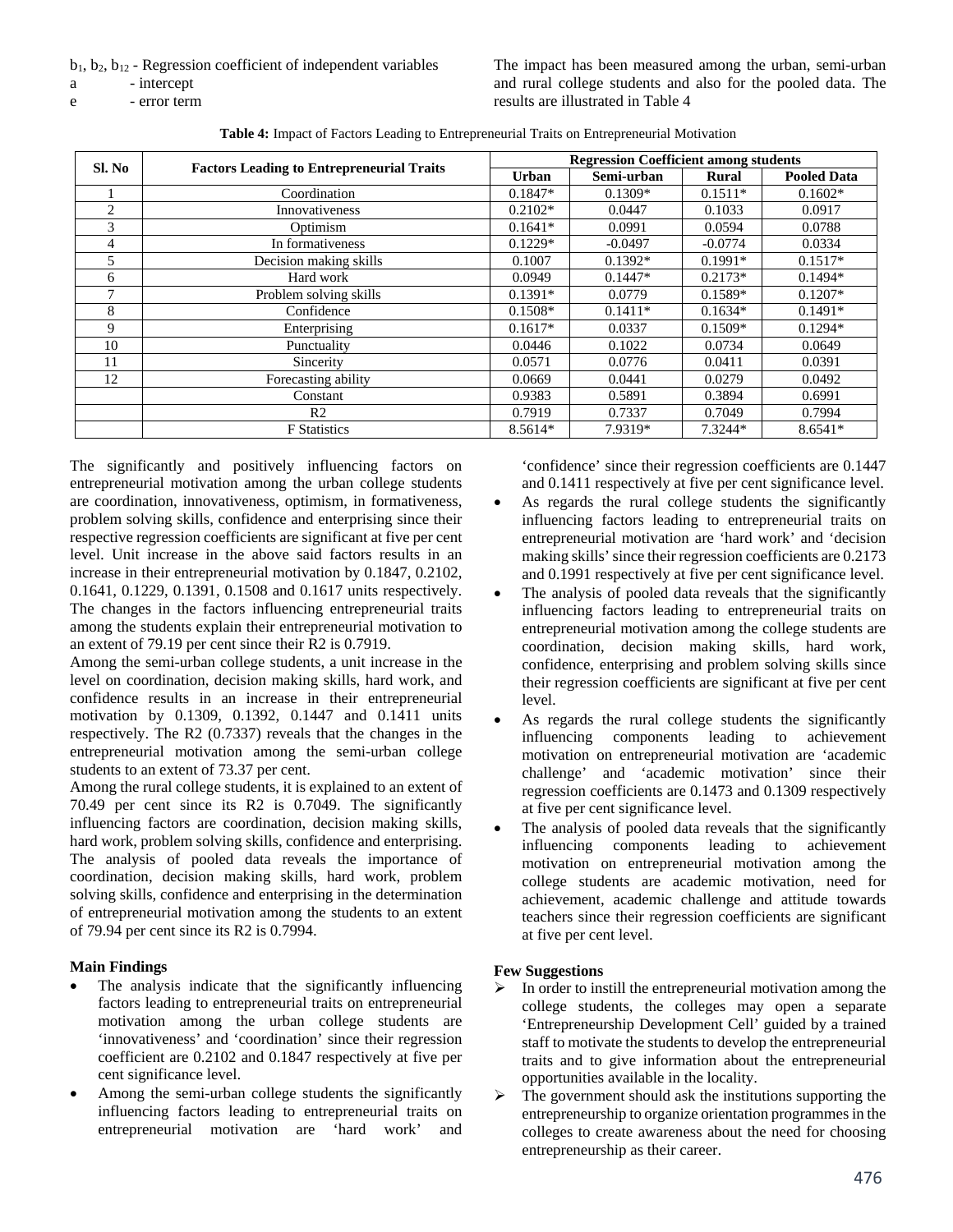$b_1$, $b_2$, $b_{12}$ - Regression coefficient of independent variables

a - intercept

e - error term

The impact has been measured among the urban, semi-urban and rural college students and also for the pooled data. The results are illustrated in Table 4

**Table 4:** Impact of Factors Leading to Entrepreneurial Traits on Entrepreneurial Motivation

| Sl. No | Factors Leading to Entrepreneurial Traits | Regression Coefficient among students | | | |
|---|---|---|---|---|---|
| | | Urban | Semi-urban | Rural | Pooled Data |
| 1 | Coordination | 0.1847* | 0.1309* | 0.1511* | 0.1602* |
| 2 | Innovativeness | 0.2102* | 0.0447 | 0.1033 | 0.0917 |
| 3 | Optimism | 0.1641* | 0.0991 | 0.0594 | 0.0788 |
| 4 | In formativeness | 0.1229* | -0.0497 | -0.0774 | 0.0334 |
| 5 | Decision making skills | 0.1007 | 0.1392* | 0.1991* | 0.1517* |
| 6 | Hard work | 0.0949 | 0.1447* | 0.2173* | 0.1494* |
| 7 | Problem solving skills | 0.1391* | 0.0779 | 0.1589* | 0.1207* |
| 8 | Confidence | 0.1508* | 0.1411* | 0.1634* | 0.1491* |
| 9 | Enterprising | 0.1617* | 0.0337 | 0.1509* | 0.1294* |
| 10 | Punctuality | 0.0446 | 0.1022 | 0.0734 | 0.0649 |
| 11 | Sincerity | 0.0571 | 0.0776 | 0.0411 | 0.0391 |
| 12 | Forecasting ability | 0.0669 | 0.0441 | 0.0279 | 0.0492 |
| | Constant | 0.9383 | 0.5891 | 0.3894 | 0.6991 |
| | R2 | 0.7919 | 0.7337 | 0.7049 | 0.7994 |
| | F Statistics | 8.5614* | 7.9319* | 7.3244* | 8.6541* |

The significantly and positively influencing factors on entrepreneurial motivation among the urban college students are coordination, innovativeness, optimism, in formativeness, problem solving skills, confidence and enterprising since their respective regression coefficients are significant at five per cent level. Unit increase in the above said factors results in an increase in their entrepreneurial motivation by 0.1847, 0.2102, 0.1641, 0.1229, 0.1391, 0.1508 and 0.1617 units respectively. The changes in the factors influencing entrepreneurial traits among the students explain their entrepreneurial motivation to an extent of 79.19 per cent since their R2 is 0.7919.

Among the semi-urban college students, a unit increase in the level on coordination, decision making skills, hard work, and confidence results in an increase in their entrepreneurial motivation by 0.1309, 0.1392, 0.1447 and 0.1411 units respectively. The R2 (0.7337) reveals that the changes in the entrepreneurial motivation among the semi-urban college students to an extent of 73.37 per cent.

Among the rural college students, it is explained to an extent of 70.49 per cent since its R2 is 0.7049. The significantly influencing factors are coordination, decision making skills, hard work, problem solving skills, confidence and enterprising. The analysis of pooled data reveals the importance of coordination, decision making skills, hard work, problem solving skills, confidence and enterprising in the determination of entrepreneurial motivation among the students to an extent of 79.94 per cent since its R2 is 0.7994.

**Main Findings**

- The analysis indicate that the significantly influencing factors leading to entrepreneurial traits on entrepreneurial motivation among the urban college students are 'innovativeness' and 'coordination' since their regression coefficient are 0.2102 and 0.1847 respectively at five per cent significance level.
- Among the semi-urban college students the significantly influencing factors leading to entrepreneurial traits on entrepreneurial motivation are 'hard work' and 'confidence' since their regression coefficients are 0.1447 and 0.1411 respectively at five per cent significance level.
- As regards the rural college students the significantly influencing factors leading to entrepreneurial traits on entrepreneurial motivation are 'hard work' and 'decision making skills' since their regression coefficients are 0.2173 and 0.1991 respectively at five per cent significance level.
- The analysis of pooled data reveals that the significantly influencing factors leading to entrepreneurial traits on entrepreneurial motivation among the college students are coordination, decision making skills, hard work, confidence, enterprising and problem solving skills since their regression coefficients are significant at five per cent level.
- As regards the rural college students the significantly influencing components leading to achievement motivation on entrepreneurial motivation are 'academic challenge' and 'academic motivation' since their regression coefficients are 0.1473 and 0.1309 respectively at five per cent significance level.
- The analysis of pooled data reveals that the significantly influencing components leading to achievement motivation on entrepreneurial motivation among the college students are academic motivation, need for achievement, academic challenge and attitude towards teachers since their regression coefficients are significant at five per cent level.

**Few Suggestions**

- In order to instill the entrepreneurial motivation among the college students, the colleges may open a separate 'Entrepreneurship Development Cell' guided by a trained staff to motivate the students to develop the entrepreneurial traits and to give information about the entrepreneurial opportunities available in the locality.
- The government should ask the institutions supporting the entrepreneurship to organize orientation programmes in the colleges to create awareness about the need for choosing entrepreneurship as their career.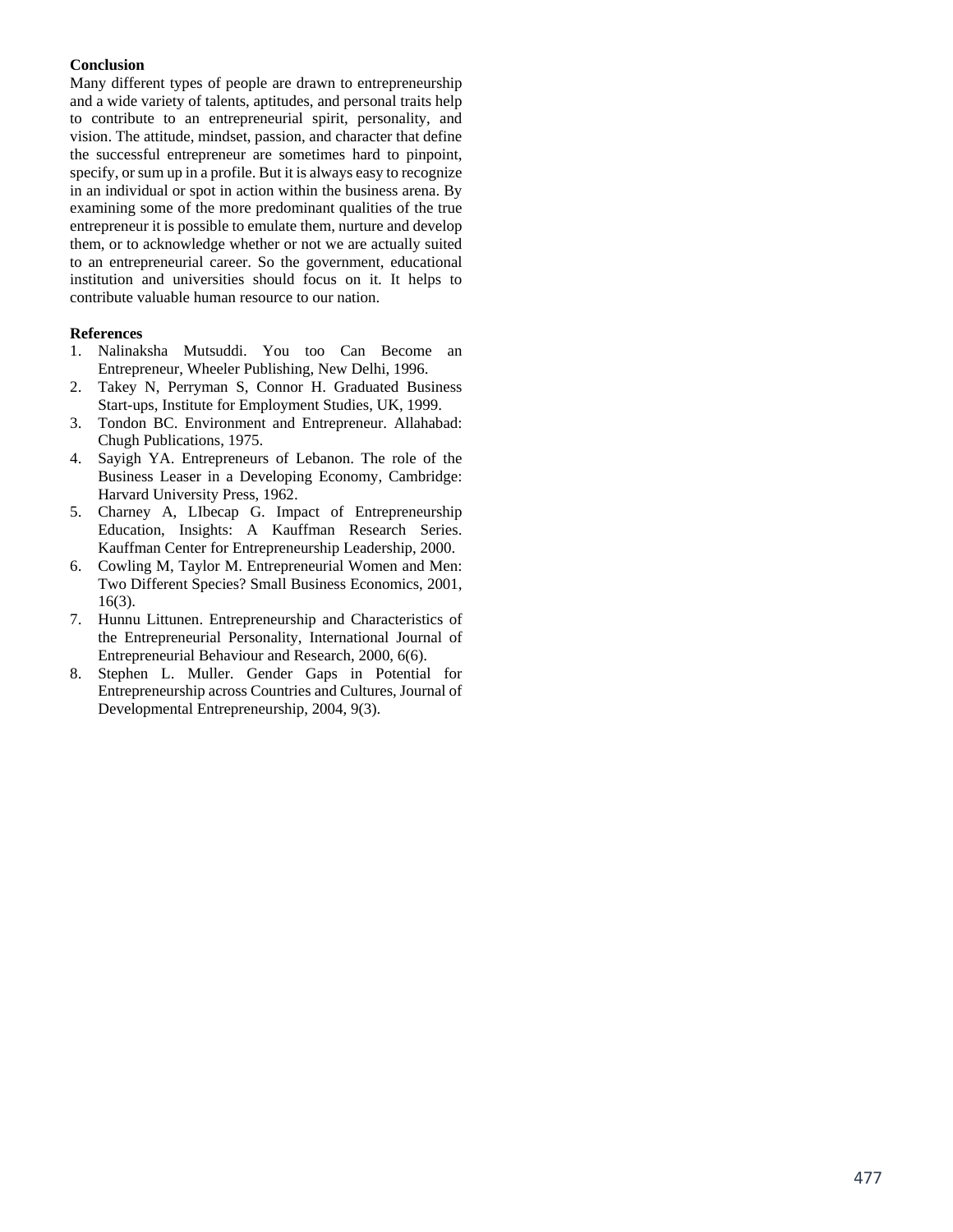## Conclusion

Many different types of people are drawn to entrepreneurship and a wide variety of talents, aptitudes, and personal traits help to contribute to an entrepreneurial spirit, personality, and vision. The attitude, mindset, passion, and character that define the successful entrepreneur are sometimes hard to pinpoint, specify, or sum up in a profile. But it is always easy to recognize in an individual or spot in action within the business arena. By examining some of the more predominant qualities of the true entrepreneur it is possible to emulate them, nurture and develop them, or to acknowledge whether or not we are actually suited to an entrepreneurial career. So the government, educational institution and universities should focus on it. It helps to contribute valuable human resource to our nation.

## References

1. Nalinaksha Mutsuddi. You too Can Become an Entrepreneur, Wheeler Publishing, New Delhi, 1996.
2. Takey N, Perryman S, Connor H. Graduated Business Start-ups, Institute for Employment Studies, UK, 1999.
3. Tondon BC. Environment and Entrepreneur. Allahabad: Chugh Publications, 1975.
4. Sayigh YA. Entrepreneurs of Lebanon. The role of the Business Leaser in a Developing Economy, Cambridge: Harvard University Press, 1962.
5. Charney A, LIbecap G. Impact of Entrepreneurship Education, Insights: A Kauffman Research Series. Kauffman Center for Entrepreneurship Leadership, 2000.
6. Cowling M, Taylor M. Entrepreneurial Women and Men: Two Different Species? Small Business Economics, 2001, 16(3).
7. Hunnu Littunen. Entrepreneurship and Characteristics of the Entrepreneurial Personality, International Journal of Entrepreneurial Behaviour and Research, 2000, 6(6).
8. Stephen L. Muller. Gender Gaps in Potential for Entrepreneurship across Countries and Cultures, Journal of Developmental Entrepreneurship, 2004, 9(3).